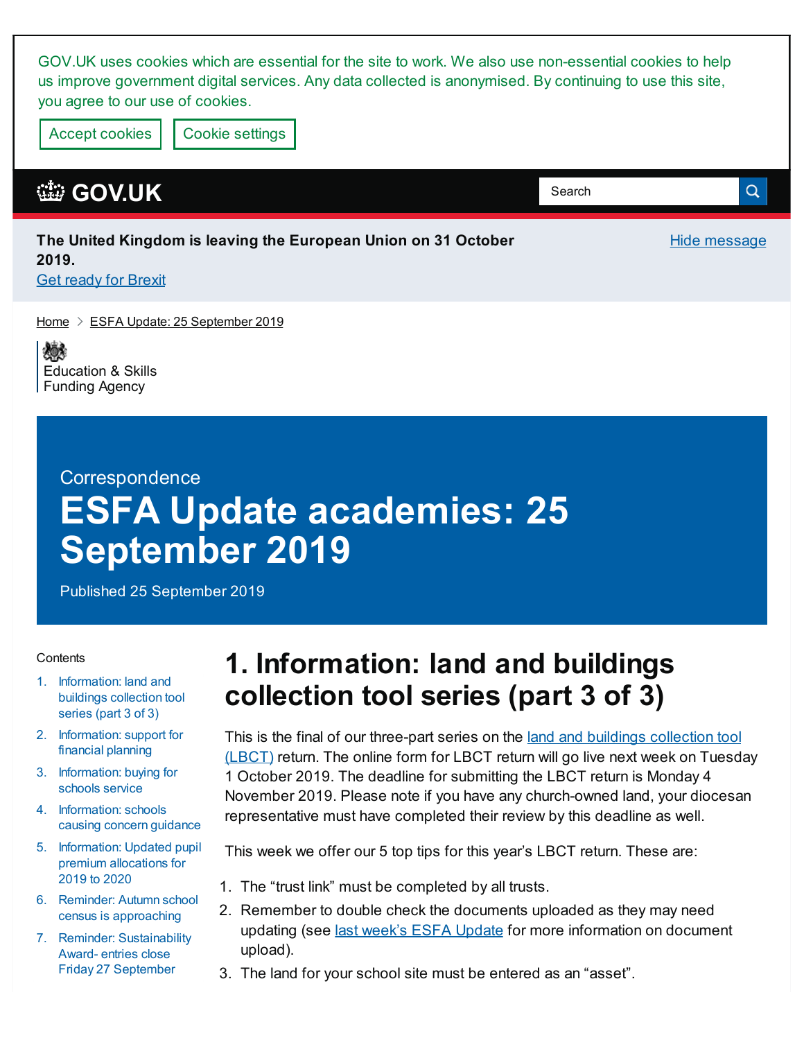GOV.UK uses cookies which are essential for the site to work. We also use non-essential cookies to help us improve government digital services. Any data collected is anonymised. By continuing to use this site, you agree to our use of cookies.

Accept cookies Cookie settings

GOV.UK

Search

**The United Kingdom is leaving the European Union on 31 October 2019.**

Get ready for Brexit

Hide message

Home > ESFA Update: 25 September 2019

Education & Skills Funding Agency

Correspondence

# ESFA Update academies: 25 September 2019

Published 25 September 2019

Contents

1. Information: land and buildings collection tool series (part 3 of 3)
2. Information: support for financial planning
3. Information: buying for schools service
4. Information: schools causing concern guidance
5. Information: Updated pupil premium allocations for 2019 to 2020
6. Reminder: Autumn school census is approaching
7. Reminder: Sustainability Award- entries close Friday 27 September

## 1. Information: land and buildings collection tool series (part 3 of 3)

This is the final of our three-part series on the land and buildings collection tool (LBCT) return. The online form for LBCT return will go live next week on Tuesday 1 October 2019. The deadline for submitting the LBCT return is Monday 4 November 2019. Please note if you have any church-owned land, your diocesan representative must have completed their review by this deadline as well.

This week we offer our 5 top tips for this year's LBCT return. These are:

1. The "trust link" must be completed by all trusts.
2. Remember to double check the documents uploaded as they may need updating (see last week's ESFA Update for more information on document upload).
3. The land for your school site must be entered as an "asset".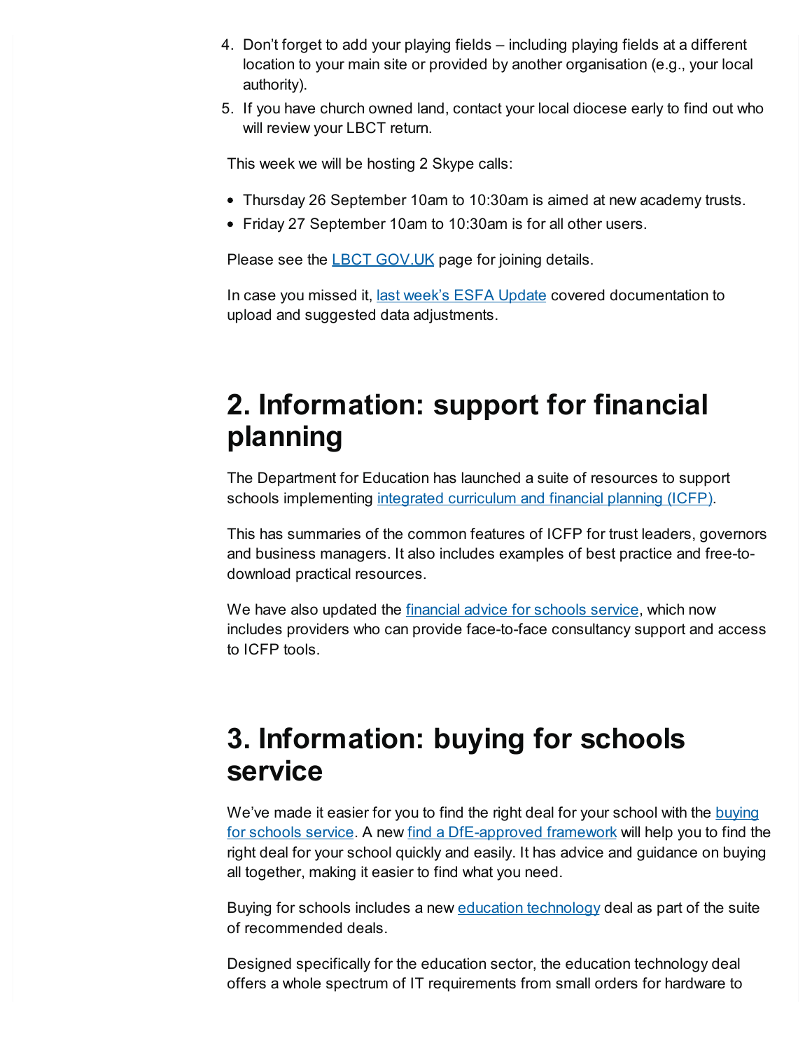4. Don't forget to add your playing fields – including playing fields at a different location to your main site or provided by another organisation (e.g., your local authority).
5. If you have church owned land, contact your local diocese early to find out who will review your LBCT return.

This week we will be hosting 2 Skype calls:

- Thursday 26 September 10am to 10:30am is aimed at new academy trusts.
- Friday 27 September 10am to 10:30am is for all other users.

Please see the LBCT GOV.UK page for joining details.

In case you missed it, last week's ESFA Update covered documentation to upload and suggested data adjustments.

# 2. Information: support for financial planning

The Department for Education has launched a suite of resources to support schools implementing integrated curriculum and financial planning (ICFP).

This has summaries of the common features of ICFP for trust leaders, governors and business managers. It also includes examples of best practice and free-to-download practical resources.

We have also updated the financial advice for schools service, which now includes providers who can provide face-to-face consultancy support and access to ICFP tools.

# 3. Information: buying for schools service

We've made it easier for you to find the right deal for your school with the buying for schools service. A new find a DfE-approved framework will help you to find the right deal for your school quickly and easily. It has advice and guidance on buying all together, making it easier to find what you need.

Buying for schools includes a new education technology deal as part of the suite of recommended deals.

Designed specifically for the education sector, the education technology deal offers a whole spectrum of IT requirements from small orders for hardware to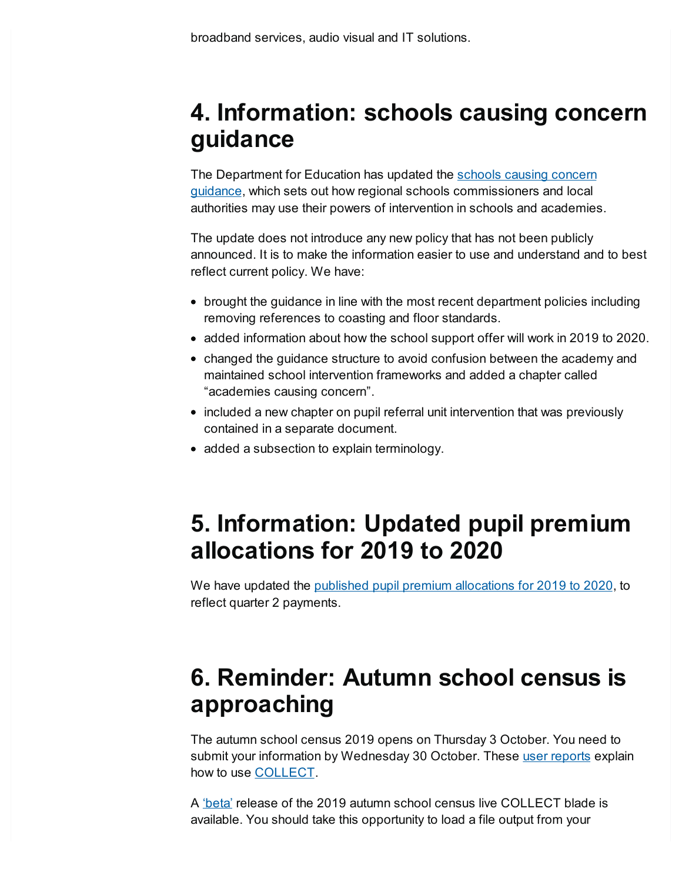broadband services, audio visual and IT solutions.

# 4. Information: schools causing concern guidance

The Department for Education has updated the [schools causing concern guidance](), which sets out how regional schools commissioners and local authorities may use their powers of intervention in schools and academies.

The update does not introduce any new policy that has not been publicly announced. It is to make the information easier to use and understand and to best reflect current policy. We have:

- brought the guidance in line with the most recent department policies including removing references to coasting and floor standards.
- added information about how the school support offer will work in 2019 to 2020.
- changed the guidance structure to avoid confusion between the academy and maintained school intervention frameworks and added a chapter called "academies causing concern".
- included a new chapter on pupil referral unit intervention that was previously contained in a separate document.
- added a subsection to explain terminology.

# 5. Information: Updated pupil premium allocations for 2019 to 2020

We have updated the [published pupil premium allocations for 2019 to 2020](), to reflect quarter 2 payments.

# 6. Reminder: Autumn school census is approaching

The autumn school census 2019 opens on Thursday 3 October. You need to submit your information by Wednesday 30 October. These [user reports]() explain how to use [COLLECT]().

A ['beta']() release of the 2019 autumn school census live COLLECT blade is available. You should take this opportunity to load a file output from your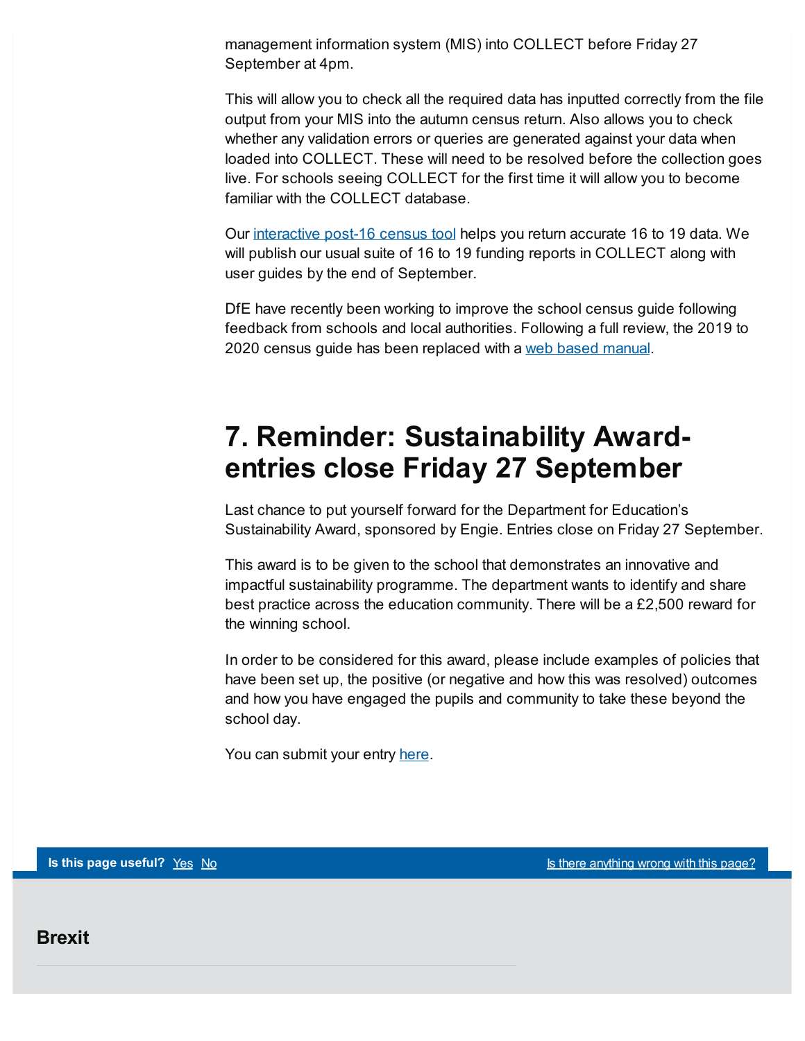management information system (MIS) into COLLECT before Friday 27 September at 4pm.

This will allow you to check all the required data has inputted correctly from the file output from your MIS into the autumn census return. Also allows you to check whether any validation errors or queries are generated against your data when loaded into COLLECT. These will need to be resolved before the collection goes live. For schools seeing COLLECT for the first time it will allow you to become familiar with the COLLECT database.

Our [interactive post-16 census tool] helps you return accurate 16 to 19 data. We will publish our usual suite of 16 to 19 funding reports in COLLECT along with user guides by the end of September.

DfE have recently been working to improve the school census guide following feedback from schools and local authorities. Following a full review, the 2019 to 2020 census guide has been replaced with a [web based manual].

## 7. Reminder: Sustainability Award- entries close Friday 27 September

Last chance to put yourself forward for the Department for Education's Sustainability Award, sponsored by Engie. Entries close on Friday 27 September.

This award is to be given to the school that demonstrates an innovative and impactful sustainability programme. The department wants to identify and share best practice across the education community. There will be a £2,500 reward for the winning school.

In order to be considered for this award, please include examples of policies that have been set up, the positive (or negative and how this was resolved) outcomes and how you have engaged the pupils and community to take these beyond the school day.

You can submit your entry [here].

**Is this page useful?** Yes No  Is there anything wrong with this page?

**Brexit**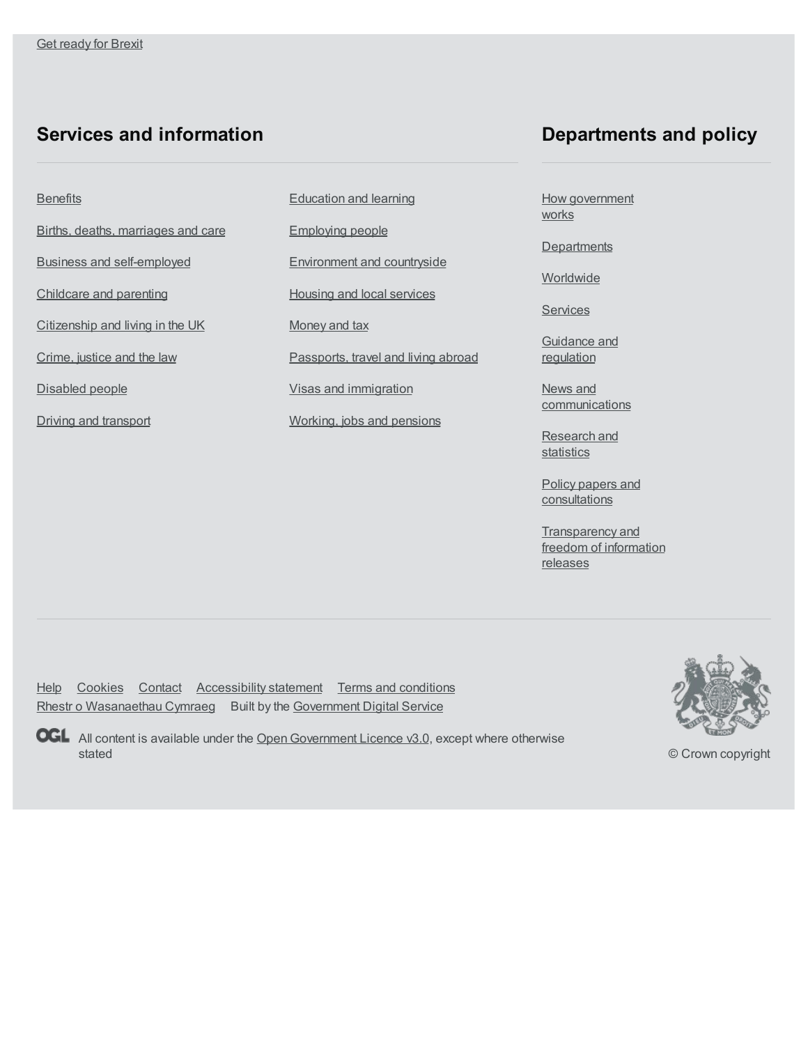Get ready for Brexit

## Services and information

- Benefits
- Births, deaths, marriages and care
- Business and self-employed
- Childcare and parenting
- Citizenship and living in the UK
- Crime, justice and the law
- Disabled people
- Driving and transport
- Education and learning
- Employing people
- Environment and countryside
- Housing and local services
- Money and tax
- Passports, travel and living abroad
- Visas and immigration
- Working, jobs and pensions

## Departments and policy

- How government works
- Departments
- Worldwide
- Services
- Guidance and regulation
- News and communications
- Research and statistics
- Policy papers and consultations
- Transparency and freedom of information releases

Help Cookies Contact Accessibility statement Terms and conditions

Rhestr o Wasanaethau Cymraeg Built by the Government Digital Service

OGL All content is available under the Open Government Licence v3.0, except where otherwise stated

© Crown copyright